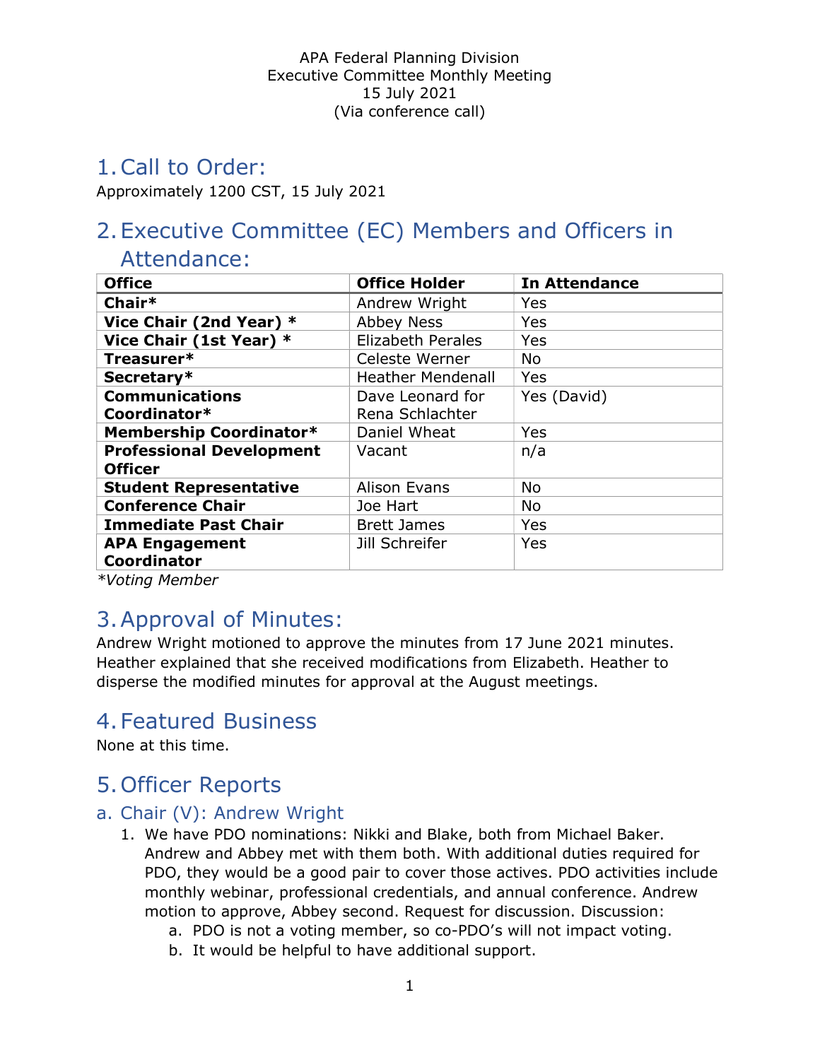APA Federal Planning Division
Executive Committee Monthly Meeting
15 July 2021
(Via conference call)

# 1. Call to Order:

Approximately 1200 CST, 15 July 2021

# 2. Executive Committee (EC) Members and Officers in Attendance:

| Office | Office Holder | In Attendance |
|---|---|---|
| **Chair*** | Andrew Wright | Yes |
| **Vice Chair (2nd Year) *** | Abbey Ness | Yes |
| **Vice Chair (1st Year) *** | Elizabeth Perales | Yes |
| **Treasurer*** | Celeste Werner | No |
| **Secretary*** | Heather Mendenall | Yes |
| **Communications Coordinator*** | Dave Leonard for Rena Schlachter | Yes (David) |
| **Membership Coordinator*** | Daniel Wheat | Yes |
| **Professional Development Officer** | Vacant | n/a |
| **Student Representative** | Alison Evans | No |
| **Conference Chair** | Joe Hart | No |
| **Immediate Past Chair** | Brett James | Yes |
| **APA Engagement Coordinator** | Jill Schreifer | Yes |

*\*Voting Member*

# 3. Approval of Minutes:

Andrew Wright motioned to approve the minutes from 17 June 2021 minutes. Heather explained that she received modifications from Elizabeth. Heather to disperse the modified minutes for approval at the August meetings.

# 4. Featured Business

None at this time.

# 5. Officer Reports

## a. Chair (V): Andrew Wright

1. We have PDO nominations: Nikki and Blake, both from Michael Baker. Andrew and Abbey met with them both. With additional duties required for PDO, they would be a good pair to cover those actives. PDO activities include monthly webinar, professional credentials, and annual conference. Andrew motion to approve, Abbey second. Request for discussion. Discussion:
   a. PDO is not a voting member, so co-PDO's will not impact voting.
   b. It would be helpful to have additional support.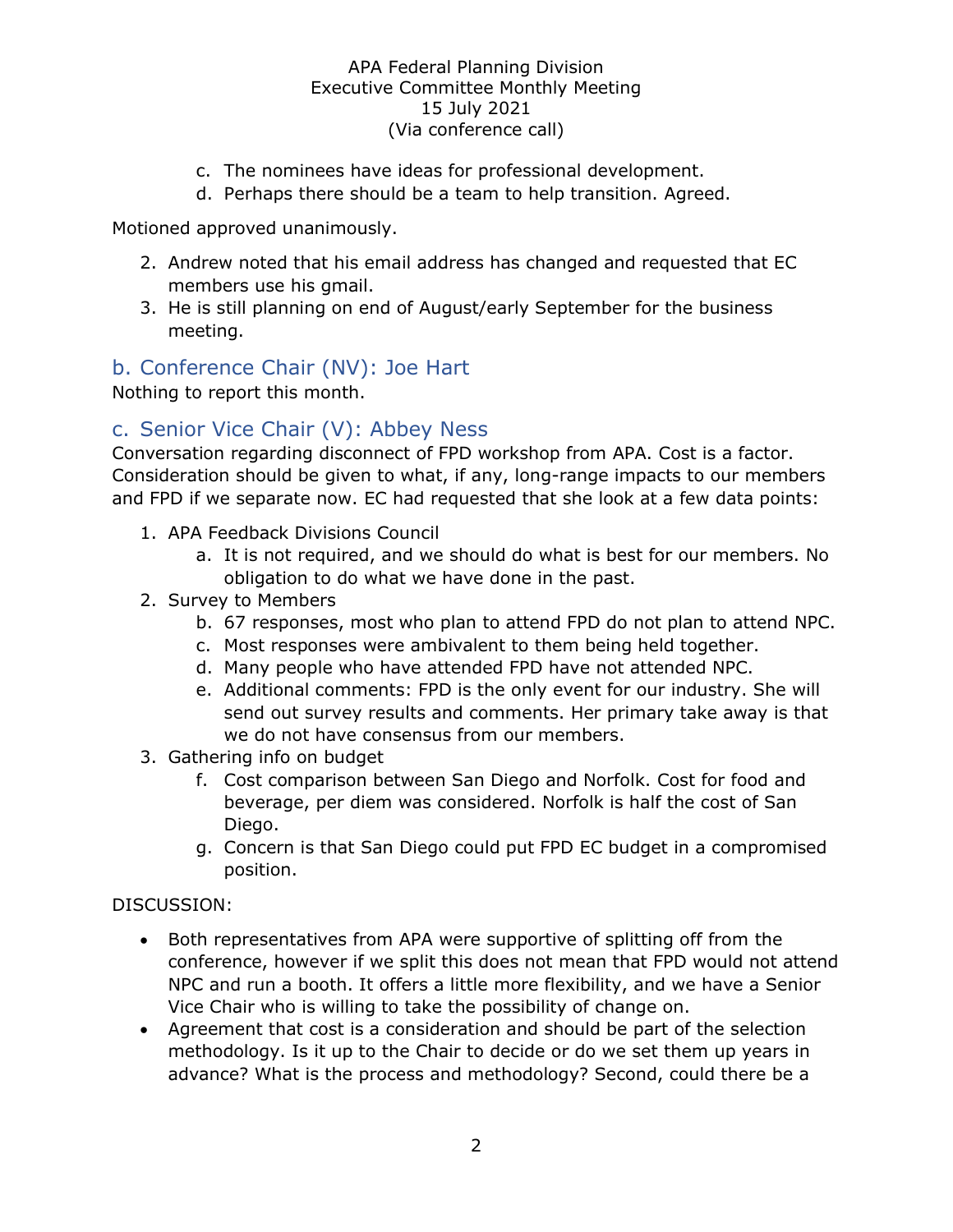c. The nominees have ideas for professional development.
d. Perhaps there should be a team to help transition. Agreed.

Motioned approved unanimously.

2. Andrew noted that his email address has changed and requested that EC members use his gmail.
3. He is still planning on end of August/early September for the business meeting.

## b. Conference Chair (NV): Joe Hart

Nothing to report this month.

## c. Senior Vice Chair (V): Abbey Ness

Conversation regarding disconnect of FPD workshop from APA. Cost is a factor. Consideration should be given to what, if any, long-range impacts to our members and FPD if we separate now. EC had requested that she look at a few data points:

1. APA Feedback Divisions Council
   a. It is not required, and we should do what is best for our members. No obligation to do what we have done in the past.
2. Survey to Members
   b. 67 responses, most who plan to attend FPD do not plan to attend NPC.
   c. Most responses were ambivalent to them being held together.
   d. Many people who have attended FPD have not attended NPC.
   e. Additional comments: FPD is the only event for our industry. She will send out survey results and comments. Her primary take away is that we do not have consensus from our members.
3. Gathering info on budget
   f. Cost comparison between San Diego and Norfolk. Cost for food and beverage, per diem was considered. Norfolk is half the cost of San Diego.
   g. Concern is that San Diego could put FPD EC budget in a compromised position.

DISCUSSION:

- Both representatives from APA were supportive of splitting off from the conference, however if we split this does not mean that FPD would not attend NPC and run a booth. It offers a little more flexibility, and we have a Senior Vice Chair who is willing to take the possibility of change on.
- Agreement that cost is a consideration and should be part of the selection methodology. Is it up to the Chair to decide or do we set them up years in advance? What is the process and methodology? Second, could there be a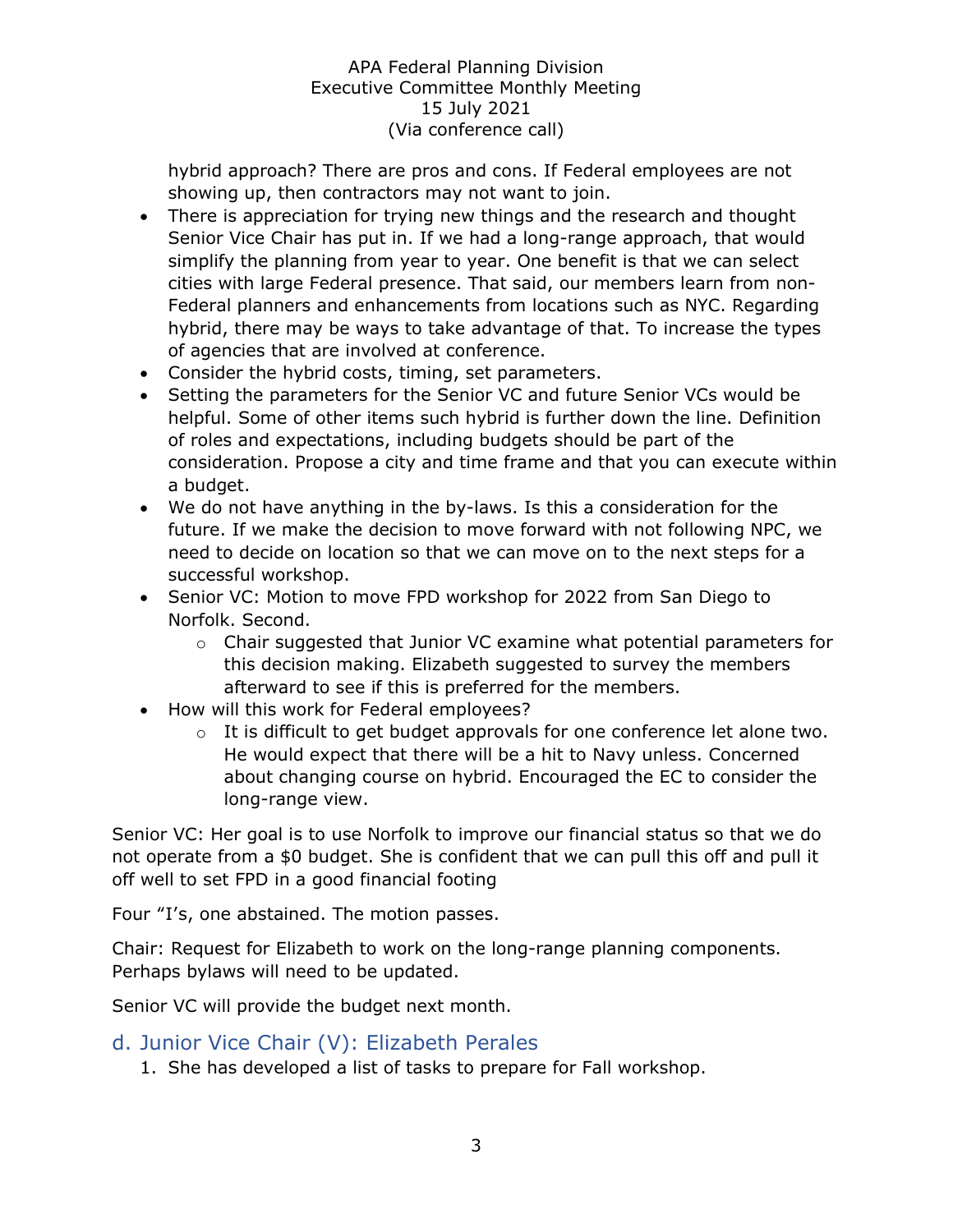hybrid approach? There are pros and cons. If Federal employees are not showing up, then contractors may not want to join.

- There is appreciation for trying new things and the research and thought Senior Vice Chair has put in. If we had a long-range approach, that would simplify the planning from year to year. One benefit is that we can select cities with large Federal presence. That said, our members learn from non-Federal planners and enhancements from locations such as NYC. Regarding hybrid, there may be ways to take advantage of that. To increase the types of agencies that are involved at conference.
- Consider the hybrid costs, timing, set parameters.
- Setting the parameters for the Senior VC and future Senior VCs would be helpful. Some of other items such hybrid is further down the line. Definition of roles and expectations, including budgets should be part of the consideration. Propose a city and time frame and that you can execute within a budget.
- We do not have anything in the by-laws. Is this a consideration for the future. If we make the decision to move forward with not following NPC, we need to decide on location so that we can move on to the next steps for a successful workshop.
- Senior VC: Motion to move FPD workshop for 2022 from San Diego to Norfolk. Second.
  - Chair suggested that Junior VC examine what potential parameters for this decision making. Elizabeth suggested to survey the members afterward to see if this is preferred for the members.
- How will this work for Federal employees?
  - It is difficult to get budget approvals for one conference let alone two. He would expect that there will be a hit to Navy unless. Concerned about changing course on hybrid. Encouraged the EC to consider the long-range view.

Senior VC: Her goal is to use Norfolk to improve our financial status so that we do not operate from a $0 budget. She is confident that we can pull this off and pull it off well to set FPD in a good financial footing

Four "I's, one abstained. The motion passes.

Chair: Request for Elizabeth to work on the long-range planning components. Perhaps bylaws will need to be updated.

Senior VC will provide the budget next month.

## d. Junior Vice Chair (V): Elizabeth Perales

1. She has developed a list of tasks to prepare for Fall workshop.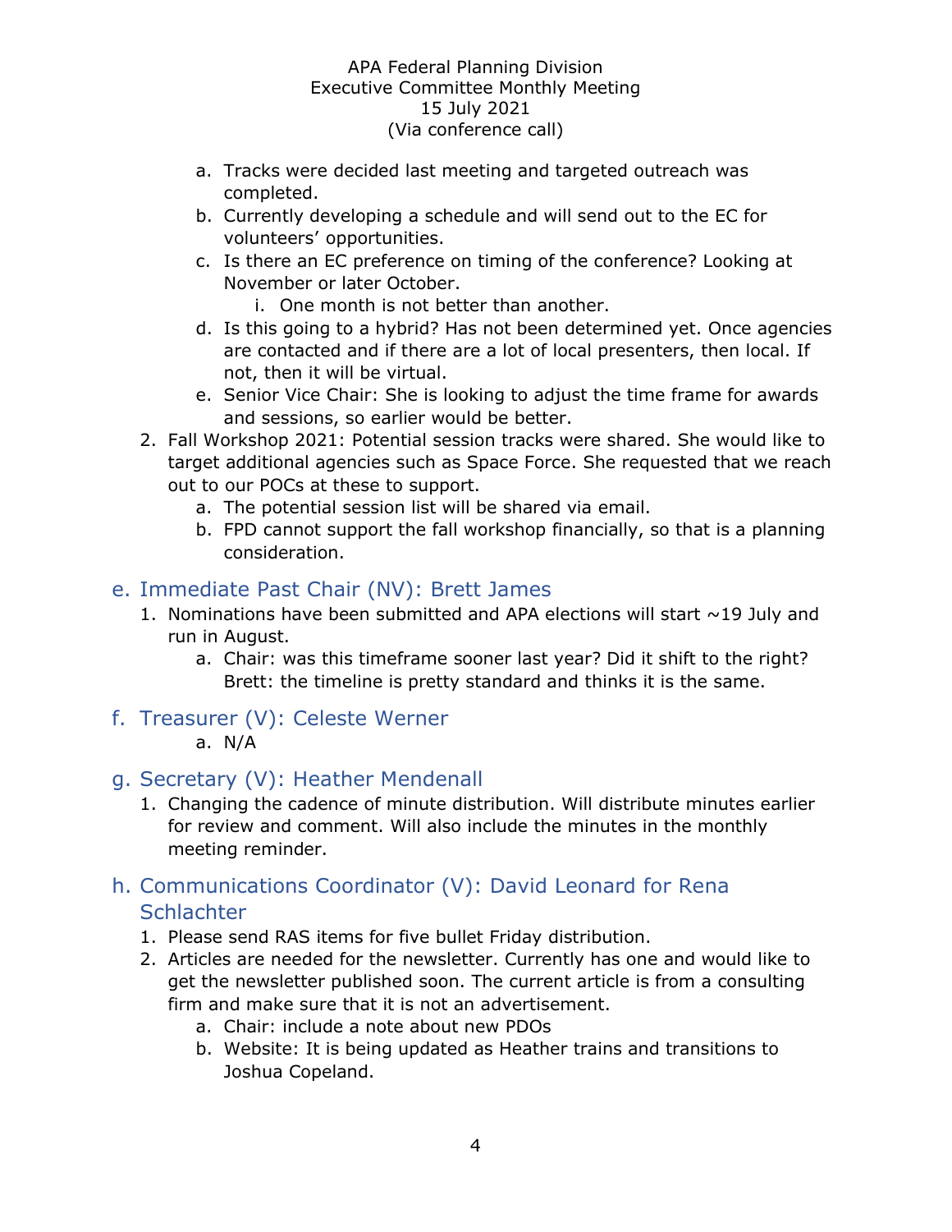a. Tracks were decided last meeting and targeted outreach was completed.
b. Currently developing a schedule and will send out to the EC for volunteers' opportunities.
c. Is there an EC preference on timing of the conference? Looking at November or later October.
    i. One month is not better than another.
d. Is this going to a hybrid? Has not been determined yet. Once agencies are contacted and if there are a lot of local presenters, then local. If not, then it will be virtual.
e. Senior Vice Chair: She is looking to adjust the time frame for awards and sessions, so earlier would be better.

2. Fall Workshop 2021: Potential session tracks were shared. She would like to target additional agencies such as Space Force. She requested that we reach out to our POCs at these to support.
    a. The potential session list will be shared via email.
    b. FPD cannot support the fall workshop financially, so that is a planning consideration.

## e. Immediate Past Chair (NV): Brett James

1. Nominations have been submitted and APA elections will start ~19 July and run in August.
    a. Chair: was this timeframe sooner last year? Did it shift to the right? Brett: the timeline is pretty standard and thinks it is the same.

## f. Treasurer (V): Celeste Werner

a. N/A

## g. Secretary (V): Heather Mendenall

1. Changing the cadence of minute distribution. Will distribute minutes earlier for review and comment. Will also include the minutes in the monthly meeting reminder.

## h. Communications Coordinator (V): David Leonard for Rena Schlachter

1. Please send RAS items for five bullet Friday distribution.
2. Articles are needed for the newsletter. Currently has one and would like to get the newsletter published soon. The current article is from a consulting firm and make sure that it is not an advertisement.
    a. Chair: include a note about new PDOs
    b. Website: It is being updated as Heather trains and transitions to Joshua Copeland.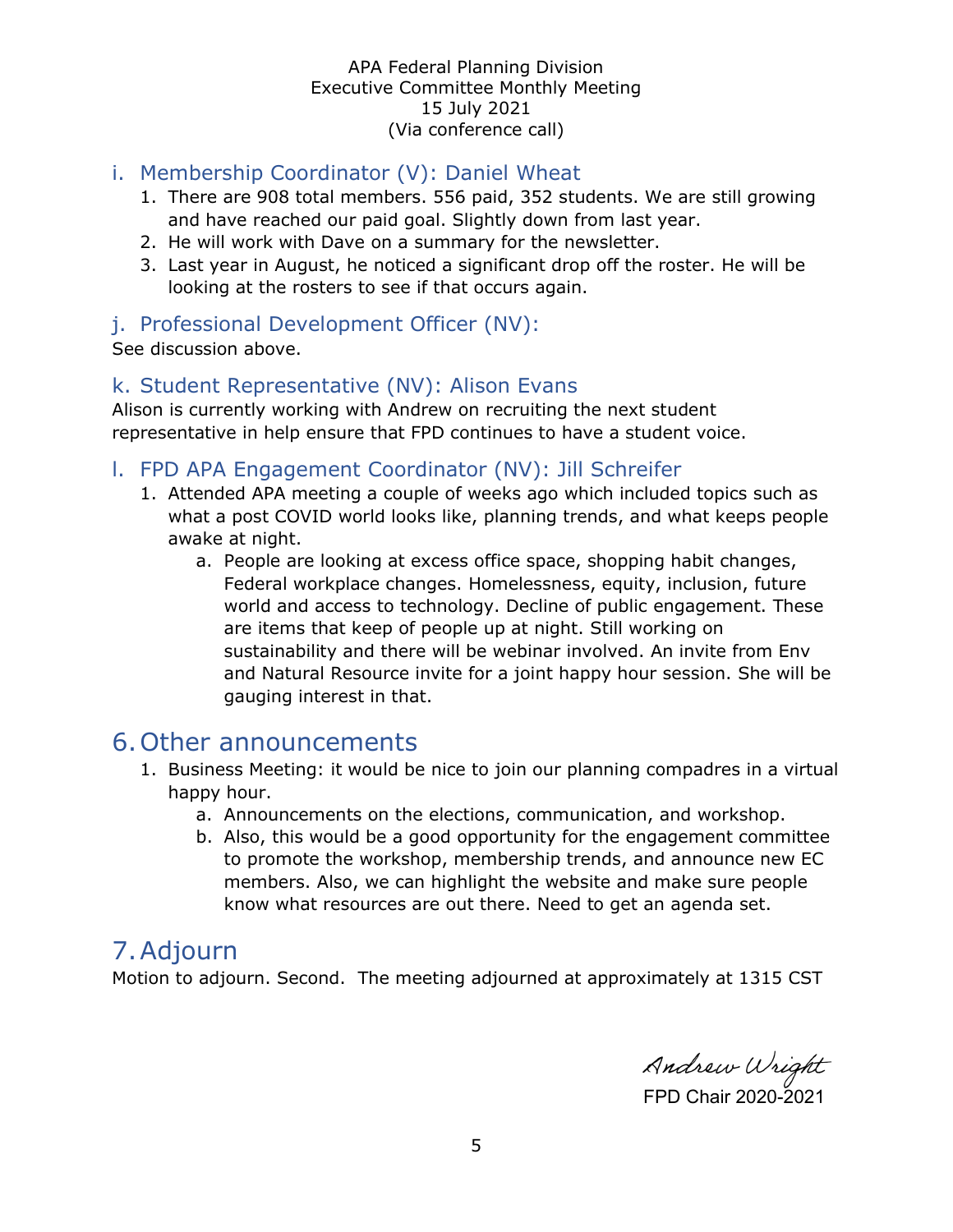APA Federal Planning Division
Executive Committee Monthly Meeting
15 July 2021
(Via conference call)

### i. Membership Coordinator (V): Daniel Wheat

1. There are 908 total members. 556 paid, 352 students. We are still growing and have reached our paid goal. Slightly down from last year.
2. He will work with Dave on a summary for the newsletter.
3. Last year in August, he noticed a significant drop off the roster. He will be looking at the rosters to see if that occurs again.

### j. Professional Development Officer (NV):

See discussion above.

### k. Student Representative (NV): Alison Evans

Alison is currently working with Andrew on recruiting the next student representative in help ensure that FPD continues to have a student voice.

### l. FPD APA Engagement Coordinator (NV): Jill Schreifer

1. Attended APA meeting a couple of weeks ago which included topics such as what a post COVID world looks like, planning trends, and what keeps people awake at night.
   a. People are looking at excess office space, shopping habit changes, Federal workplace changes. Homelessness, equity, inclusion, future world and access to technology. Decline of public engagement. These are items that keep of people up at night. Still working on sustainability and there will be webinar involved. An invite from Env and Natural Resource invite for a joint happy hour session. She will be gauging interest in that.

## 6. Other announcements

1. Business Meeting: it would be nice to join our planning compadres in a virtual happy hour.
   a. Announcements on the elections, communication, and workshop.
   b. Also, this would be a good opportunity for the engagement committee to promote the workshop, membership trends, and announce new EC members. Also, we can highlight the website and make sure people know what resources are out there. Need to get an agenda set.

## 7. Adjourn

Motion to adjourn. Second. The meeting adjourned at approximately at 1315 CST

*Andrew Wright*
FPD Chair 2020-2021